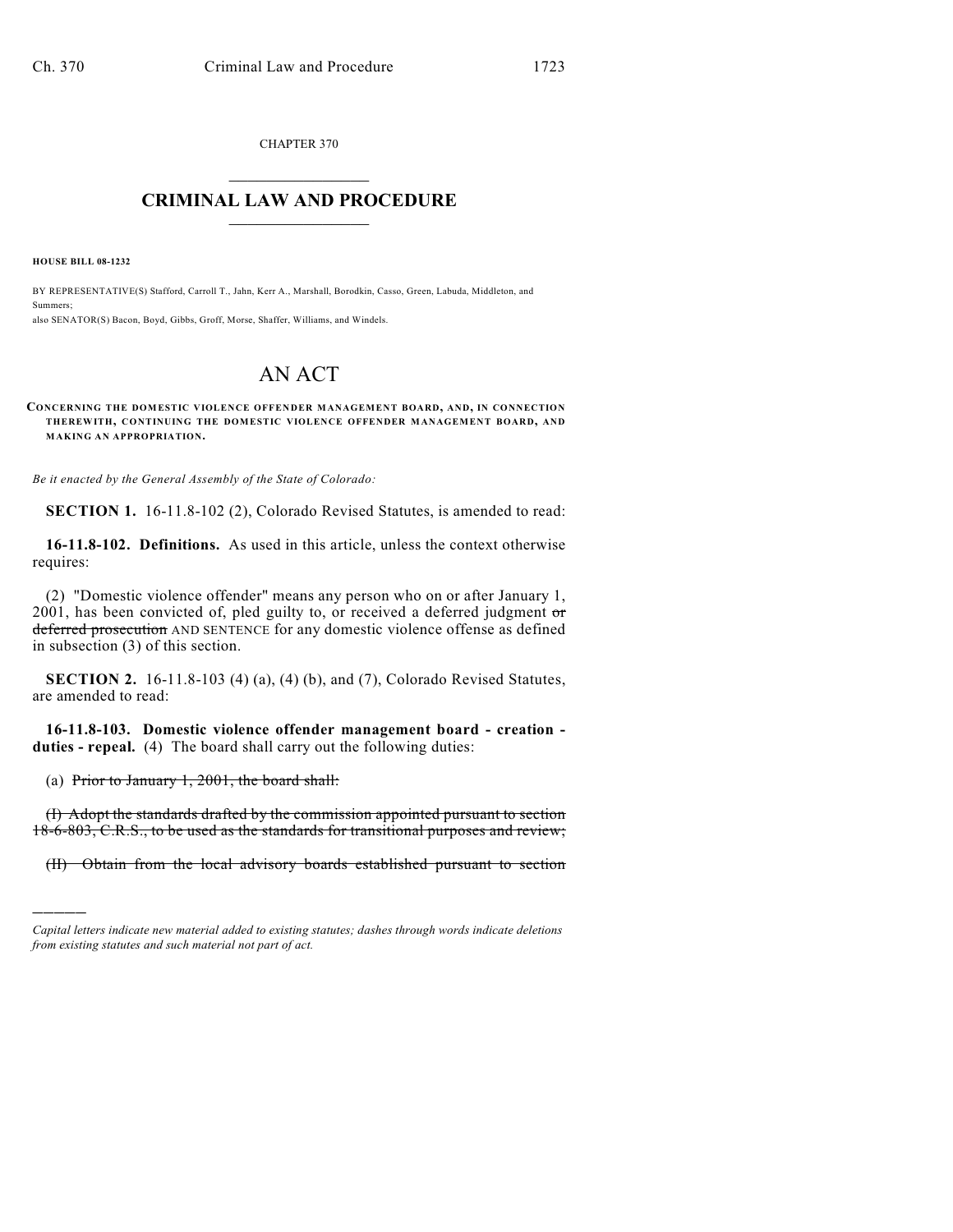CHAPTER 370

# CRIMINAL LAW AND PROCEDURE

**HOUSE BILL 08-1232**

BY REPRESENTATIVE(S) Stafford, Carroll T., Jahn, Kerr A., Marshall, Borodkin, Casso, Green, Labuda, Middleton, and Summers;
also SENATOR(S) Bacon, Boyd, Gibbs, Groff, Morse, Shaffer, Williams, and Windels.

# AN ACT

**CONCERNING THE DOMESTIC VIOLENCE OFFENDER MANAGEMENT BOARD, AND, IN CONNECTION THEREWITH, CONTINUING THE DOMESTIC VIOLENCE OFFENDER MANAGEMENT BOARD, AND MAKING AN APPROPRIATION.**

*Be it enacted by the General Assembly of the State of Colorado:*

**SECTION 1.** 16-11.8-102 (2), Colorado Revised Statutes, is amended to read:

**16-11.8-102. Definitions.** As used in this article, unless the context otherwise requires:

(2) "Domestic violence offender" means any person who on or after January 1, 2001, has been convicted of, pled guilty to, or received a deferred judgment ~~or deferred prosecution~~ AND SENTENCE for any domestic violence offense as defined in subsection (3) of this section.

**SECTION 2.** 16-11.8-103 (4) (a), (4) (b), and (7), Colorado Revised Statutes, are amended to read:

**16-11.8-103. Domestic violence offender management board - creation - duties - repeal.** (4) The board shall carry out the following duties:

(a) ~~Prior to January 1, 2001, the board shall:~~

~~(I) Adopt the standards drafted by the commission appointed pursuant to section 18-6-803, C.R.S., to be used as the standards for transitional purposes and review;~~

~~(II) Obtain from the local advisory boards established pursuant to section~~

*Capital letters indicate new material added to existing statutes; dashes through words indicate deletions from existing statutes and such material not part of act.*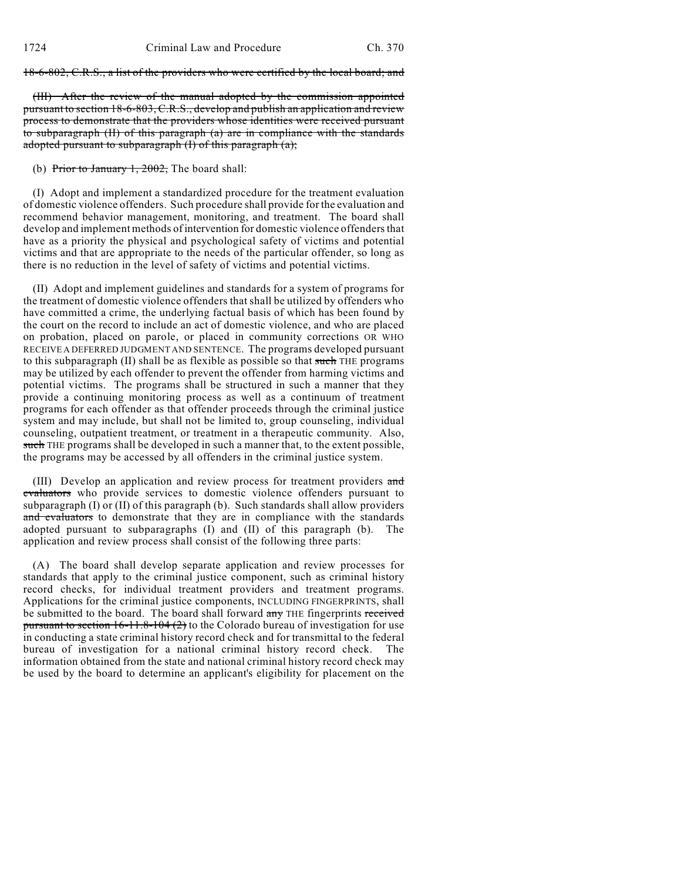~~18-6-802, C.R.S., a list of the providers who were certified by the local board; and~~

~~(III) After the review of the manual adopted by the commission appointed pursuant to section 18-6-803, C.R.S., develop and publish an application and review process to demonstrate that the providers whose identities were received pursuant to subparagraph (II) of this paragraph (a) are in compliance with the standards adopted pursuant to subparagraph (I) of this paragraph (a);~~

(b) ~~Prior to January 1, 2002,~~ The board shall:

(I) Adopt and implement a standardized procedure for the treatment evaluation of domestic violence offenders. Such procedure shall provide for the evaluation and recommend behavior management, monitoring, and treatment. The board shall develop and implement methods of intervention for domestic violence offenders that have as a priority the physical and psychological safety of victims and potential victims and that are appropriate to the needs of the particular offender, so long as there is no reduction in the level of safety of victims and potential victims.

(II) Adopt and implement guidelines and standards for a system of programs for the treatment of domestic violence offenders that shall be utilized by offenders who have committed a crime, the underlying factual basis of which has been found by the court on the record to include an act of domestic violence, and who are placed on probation, placed on parole, or placed in community corrections OR WHO RECEIVE A DEFERRED JUDGMENT AND SENTENCE. The programs developed pursuant to this subparagraph (II) shall be as flexible as possible so that ~~such~~ THE programs may be utilized by each offender to prevent the offender from harming victims and potential victims. The programs shall be structured in such a manner that they provide a continuing monitoring process as well as a continuum of treatment programs for each offender as that offender proceeds through the criminal justice system and may include, but shall not be limited to, group counseling, individual counseling, outpatient treatment, or treatment in a therapeutic community. Also, ~~such~~ THE programs shall be developed in such a manner that, to the extent possible, the programs may be accessed by all offenders in the criminal justice system.

(III) Develop an application and review process for treatment providers ~~and evaluators~~ who provide services to domestic violence offenders pursuant to subparagraph (I) or (II) of this paragraph (b). Such standards shall allow providers ~~and evaluators~~ to demonstrate that they are in compliance with the standards adopted pursuant to subparagraphs (I) and (II) of this paragraph (b). The application and review process shall consist of the following three parts:

(A) The board shall develop separate application and review processes for standards that apply to the criminal justice component, such as criminal history record checks, for individual treatment providers and treatment programs. Applications for the criminal justice components, INCLUDING FINGERPRINTS, shall be submitted to the board. The board shall forward ~~any~~ THE fingerprints ~~received pursuant to section 16-11.8-104 (2)~~ to the Colorado bureau of investigation for use in conducting a state criminal history record check and for transmittal to the federal bureau of investigation for a national criminal history record check. The information obtained from the state and national criminal history record check may be used by the board to determine an applicant's eligibility for placement on the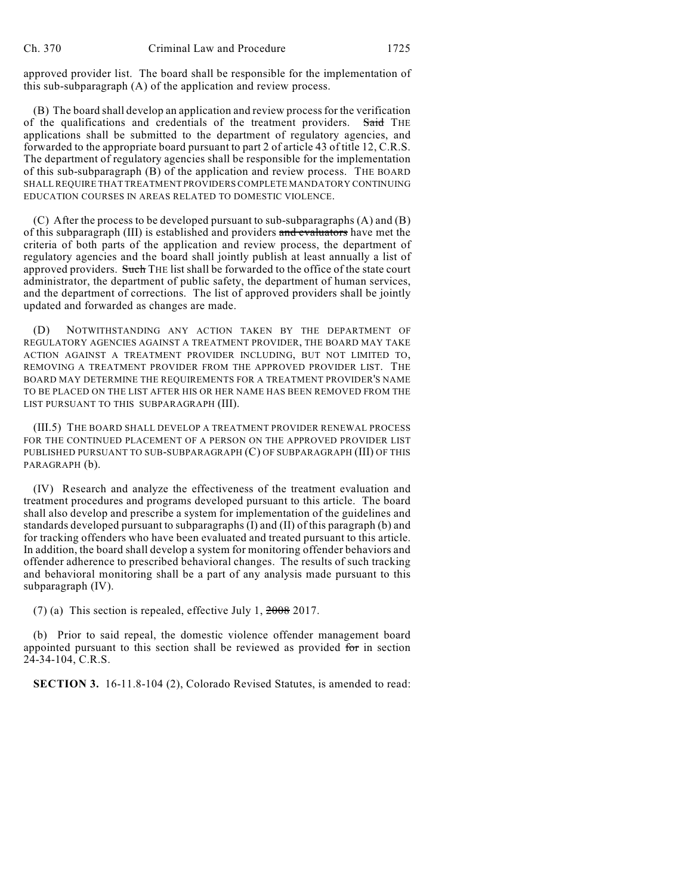approved provider list. The board shall be responsible for the implementation of this sub-subparagraph (A) of the application and review process.

(B) The board shall develop an application and review process for the verification of the qualifications and credentials of the treatment providers. ~~Said~~ THE applications shall be submitted to the department of regulatory agencies, and forwarded to the appropriate board pursuant to part 2 of article 43 of title 12, C.R.S. The department of regulatory agencies shall be responsible for the implementation of this sub-subparagraph (B) of the application and review process. THE BOARD SHALL REQUIRE THAT TREATMENT PROVIDERS COMPLETE MANDATORY CONTINUING EDUCATION COURSES IN AREAS RELATED TO DOMESTIC VIOLENCE.

(C) After the process to be developed pursuant to sub-subparagraphs (A) and (B) of this subparagraph (III) is established and providers ~~and evaluators~~ have met the criteria of both parts of the application and review process, the department of regulatory agencies and the board shall jointly publish at least annually a list of approved providers. ~~Such~~ THE list shall be forwarded to the office of the state court administrator, the department of public safety, the department of human services, and the department of corrections. The list of approved providers shall be jointly updated and forwarded as changes are made.

(D) NOTWITHSTANDING ANY ACTION TAKEN BY THE DEPARTMENT OF REGULATORY AGENCIES AGAINST A TREATMENT PROVIDER, THE BOARD MAY TAKE ACTION AGAINST A TREATMENT PROVIDER INCLUDING, BUT NOT LIMITED TO, REMOVING A TREATMENT PROVIDER FROM THE APPROVED PROVIDER LIST. THE BOARD MAY DETERMINE THE REQUIREMENTS FOR A TREATMENT PROVIDER'S NAME TO BE PLACED ON THE LIST AFTER HIS OR HER NAME HAS BEEN REMOVED FROM THE LIST PURSUANT TO THIS SUBPARAGRAPH (III).

(III.5) THE BOARD SHALL DEVELOP A TREATMENT PROVIDER RENEWAL PROCESS FOR THE CONTINUED PLACEMENT OF A PERSON ON THE APPROVED PROVIDER LIST PUBLISHED PURSUANT TO SUB-SUBPARAGRAPH (C) OF SUBPARAGRAPH (III) OF THIS PARAGRAPH (b).

(IV) Research and analyze the effectiveness of the treatment evaluation and treatment procedures and programs developed pursuant to this article. The board shall also develop and prescribe a system for implementation of the guidelines and standards developed pursuant to subparagraphs (I) and (II) of this paragraph (b) and for tracking offenders who have been evaluated and treated pursuant to this article. In addition, the board shall develop a system for monitoring offender behaviors and offender adherence to prescribed behavioral changes. The results of such tracking and behavioral monitoring shall be a part of any analysis made pursuant to this subparagraph (IV).

(7) (a) This section is repealed, effective July 1, ~~2008~~ 2017.

(b) Prior to said repeal, the domestic violence offender management board appointed pursuant to this section shall be reviewed as provided ~~for~~ in section 24-34-104, C.R.S.

**SECTION 3.** 16-11.8-104 (2), Colorado Revised Statutes, is amended to read: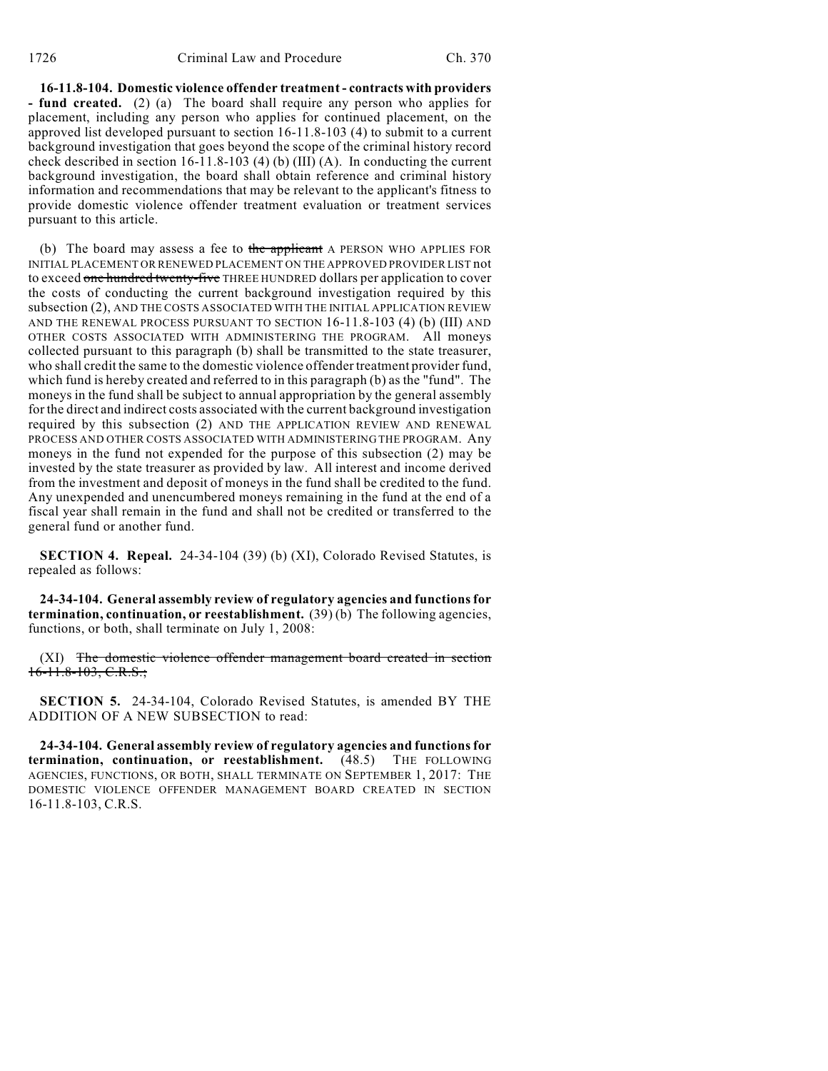**16-11.8-104. Domestic violence offender treatment - contracts with providers - fund created.** (2) (a) The board shall require any person who applies for placement, including any person who applies for continued placement, on the approved list developed pursuant to section 16-11.8-103 (4) to submit to a current background investigation that goes beyond the scope of the criminal history record check described in section 16-11.8-103 (4) (b) (III) (A). In conducting the current background investigation, the board shall obtain reference and criminal history information and recommendations that may be relevant to the applicant's fitness to provide domestic violence offender treatment evaluation or treatment services pursuant to this article.

(b) The board may assess a fee to ~~the applicant~~ A PERSON WHO APPLIES FOR INITIAL PLACEMENT OR RENEWED PLACEMENT ON THE APPROVED PROVIDER LIST not to exceed ~~one hundred twenty-five~~ THREE HUNDRED dollars per application to cover the costs of conducting the current background investigation required by this subsection (2), AND THE COSTS ASSOCIATED WITH THE INITIAL APPLICATION REVIEW AND THE RENEWAL PROCESS PURSUANT TO SECTION 16-11.8-103 (4) (b) (III) AND OTHER COSTS ASSOCIATED WITH ADMINISTERING THE PROGRAM. All moneys collected pursuant to this paragraph (b) shall be transmitted to the state treasurer, who shall credit the same to the domestic violence offender treatment provider fund, which fund is hereby created and referred to in this paragraph (b) as the "fund". The moneys in the fund shall be subject to annual appropriation by the general assembly for the direct and indirect costs associated with the current background investigation required by this subsection (2) AND THE APPLICATION REVIEW AND RENEWAL PROCESS AND OTHER COSTS ASSOCIATED WITH ADMINISTERING THE PROGRAM. Any moneys in the fund not expended for the purpose of this subsection (2) may be invested by the state treasurer as provided by law. All interest and income derived from the investment and deposit of moneys in the fund shall be credited to the fund. Any unexpended and unencumbered moneys remaining in the fund at the end of a fiscal year shall remain in the fund and shall not be credited or transferred to the general fund or another fund.

**SECTION 4. Repeal.** 24-34-104 (39) (b) (XI), Colorado Revised Statutes, is repealed as follows:

**24-34-104. General assembly review of regulatory agencies and functions for termination, continuation, or reestablishment.** (39) (b) The following agencies, functions, or both, shall terminate on July 1, 2008:

(XI) ~~The domestic violence offender management board created in section 16-11.8-103, C.R.S.;~~

**SECTION 5.** 24-34-104, Colorado Revised Statutes, is amended BY THE ADDITION OF A NEW SUBSECTION to read:

**24-34-104. General assembly review of regulatory agencies and functions for termination, continuation, or reestablishment.** (48.5) THE FOLLOWING AGENCIES, FUNCTIONS, OR BOTH, SHALL TERMINATE ON SEPTEMBER 1, 2017: THE DOMESTIC VIOLENCE OFFENDER MANAGEMENT BOARD CREATED IN SECTION 16-11.8-103, C.R.S.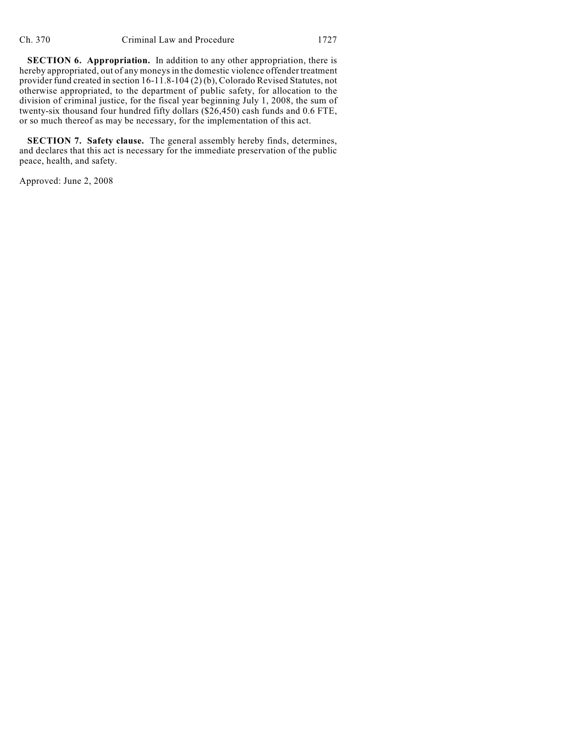**SECTION 6. Appropriation.** In addition to any other appropriation, there is hereby appropriated, out of any moneys in the domestic violence offender treatment provider fund created in section 16-11.8-104 (2) (b), Colorado Revised Statutes, not otherwise appropriated, to the department of public safety, for allocation to the division of criminal justice, for the fiscal year beginning July 1, 2008, the sum of twenty-six thousand four hundred fifty dollars ($26,450) cash funds and 0.6 FTE, or so much thereof as may be necessary, for the implementation of this act.

**SECTION 7. Safety clause.** The general assembly hereby finds, determines, and declares that this act is necessary for the immediate preservation of the public peace, health, and safety.

Approved: June 2, 2008